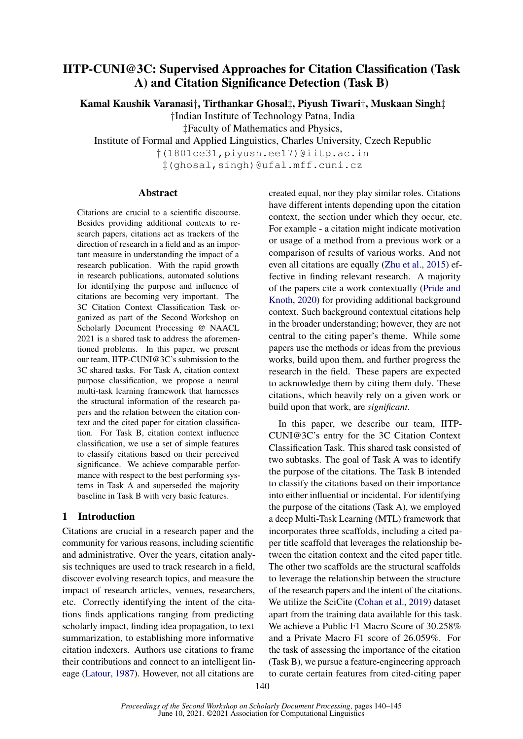# IITP-CUNI@3C: Supervised Approaches for Citation Classification (Task A) and Citation Significance Detection (Task B)

**Kamal Kaushik Varanasi†, Tirthankar Ghosal‡, Piyush Tiwari†, Muskaan Singh‡**

†Indian Institute of Technology Patna, India
‡Faculty of Mathematics and Physics,
Institute of Formal and Applied Linguistics, Charles University, Czech Republic
†(1801ce31,piyush.ee17)@iitp.ac.in
‡(ghosal,singh)@ufal.mff.cuni.cz

## Abstract

Citations are crucial to a scientific discourse. Besides providing additional contexts to research papers, citations act as trackers of the direction of research in a field and as an important measure in understanding the impact of a research publication. With the rapid growth in research publications, automated solutions for identifying the purpose and influence of citations are becoming very important. The 3C Citation Context Classification Task organized as part of the Second Workshop on Scholarly Document Processing @ NAACL 2021 is a shared task to address the aforementioned problems. In this paper, we present our team, IITP-CUNI@3C's submission to the 3C shared tasks. For Task A, citation context purpose classification, we propose a neural multi-task learning framework that harnesses the structural information of the research papers and the relation between the citation context and the cited paper for citation classification. For Task B, citation context influence classification, we use a set of simple features to classify citations based on their perceived significance. We achieve comparable performance with respect to the best performing systems in Task A and superseded the majority baseline in Task B with very basic features.

## 1 Introduction

Citations are crucial in a research paper and the community for various reasons, including scientific and administrative. Over the years, citation analysis techniques are used to track research in a field, discover evolving research topics, and measure the impact of research articles, venues, researchers, etc. Correctly identifying the intent of the citations finds applications ranging from predicting scholarly impact, finding idea propagation, to text summarization, to establishing more informative citation indexers. Authors use citations to frame their contributions and connect to an intelligent lineage (Latour, 1987). However, not all citations are created equal, nor they play similar roles. Citations have different intents depending upon the citation context, the section under which they occur, etc. For example - a citation might indicate motivation or usage of a method from a previous work or a comparison of results of various works. And not even all citations are equally (Zhu et al., 2015) effective in finding relevant research. A majority of the papers cite a work contextually (Pride and Knoth, 2020) for providing additional background context. Such background contextual citations help in the broader understanding; however, they are not central to the citing paper's theme. While some papers use the methods or ideas from the previous works, build upon them, and further progress the research in the field. These papers are expected to acknowledge them by citing them duly. These citations, which heavily rely on a given work or build upon that work, are *significant*.

In this paper, we describe our team, IITP-CUNI@3C's entry for the 3C Citation Context Classification Task. This shared task consisted of two subtasks. The goal of Task A was to identify the purpose of the citations. The Task B intended to classify the citations based on their importance into either influential or incidental. For identifying the purpose of the citations (Task A), we employed a deep Multi-Task Learning (MTL) framework that incorporates three scaffolds, including a cited paper title scaffold that leverages the relationship between the citation context and the cited paper title. The other two scaffolds are the structural scaffolds to leverage the relationship between the structure of the research papers and the intent of the citations. We utilize the SciCite (Cohan et al., 2019) dataset apart from the training data available for this task. We achieve a Public F1 Macro Score of 30.258% and a Private Macro F1 score of 26.059%. For the task of assessing the importance of the citation (Task B), we pursue a feature-engineering approach to curate certain features from cited-citing paper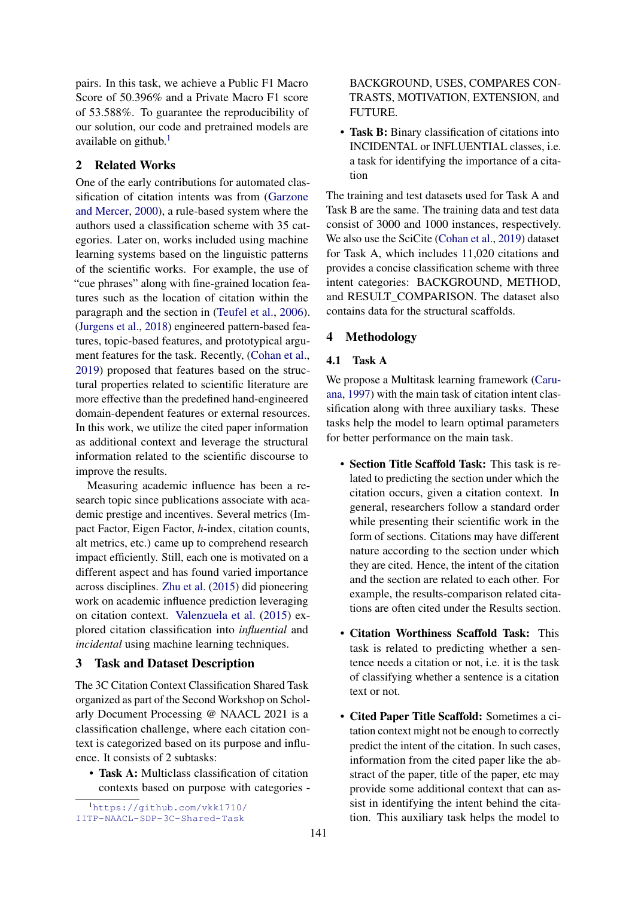pairs. In this task, we achieve a Public F1 Macro Score of 50.396% and a Private Macro F1 score of 53.588%. To guarantee the reproducibility of our solution, our code and pretrained models are available on github.[1]

## 2 Related Works

One of the early contributions for automated classification of citation intents was from (Garzone and Mercer, 2000), a rule-based system where the authors used a classification scheme with 35 categories. Later on, works included using machine learning systems based on the linguistic patterns of the scientific works. For example, the use of "cue phrases" along with fine-grained location features such as the location of citation within the paragraph and the section in (Teufel et al., 2006). (Jurgens et al., 2018) engineered pattern-based features, topic-based features, and prototypical argument features for the task. Recently, (Cohan et al., 2019) proposed that features based on the structural properties related to scientific literature are more effective than the predefined hand-engineered domain-dependent features or external resources. In this work, we utilize the cited paper information as additional context and leverage the structural information related to the scientific discourse to improve the results.

Measuring academic influence has been a research topic since publications associate with academic prestige and incentives. Several metrics (Impact Factor, Eigen Factor, $h$-index, citation counts, alt metrics, etc.) came up to comprehend research impact efficiently. Still, each one is motivated on a different aspect and has found varied importance across disciplines. Zhu et al. (2015) did pioneering work on academic influence prediction leveraging on citation context. Valenzuela et al. (2015) explored citation classification into *influential* and *incidental* using machine learning techniques.

## 3 Task and Dataset Description

The 3C Citation Context Classification Shared Task organized as part of the Second Workshop on Scholarly Document Processing @ NAACL 2021 is a classification challenge, where each citation context is categorized based on its purpose and influence. It consists of 2 subtasks:

- **Task A:** Multiclass classification of citation contexts based on purpose with categories - BACKGROUND, USES, COMPARES CONTRASTS, MOTIVATION, EXTENSION, and FUTURE.
- **Task B:** Binary classification of citations into INCIDENTAL or INFLUENTIAL classes, i.e. a task for identifying the importance of a citation

The training and test datasets used for Task A and Task B are the same. The training data and test data consist of 3000 and 1000 instances, respectively. We also use the SciCite (Cohan et al., 2019) dataset for Task A, which includes 11,020 citations and provides a concise classification scheme with three intent categories: BACKGROUND, METHOD, and RESULT_COMPARISON. The dataset also contains data for the structural scaffolds.

## 4 Methodology

### 4.1 Task A

We propose a Multitask learning framework (Caruana, 1997) with the main task of citation intent classification along with three auxiliary tasks. These tasks help the model to learn optimal parameters for better performance on the main task.

- **Section Title Scaffold Task:** This task is related to predicting the section under which the citation occurs, given a citation context. In general, researchers follow a standard order while presenting their scientific work in the form of sections. Citations may have different nature according to the section under which they are cited. Hence, the intent of the citation and the section are related to each other. For example, the results-comparison related citations are often cited under the Results section.
- **Citation Worthiness Scaffold Task:** This task is related to predicting whether a sentence needs a citation or not, i.e. it is the task of classifying whether a sentence is a citation text or not.
- **Cited Paper Title Scaffold:** Sometimes a citation context might not be enough to correctly predict the intent of the citation. In such cases, information from the cited paper like the abstract of the paper, title of the paper, etc may provide some additional context that can assist in identifying the intent behind the citation. This auxiliary task helps the model to

[1] https://github.com/vkk1710/IITP-NAACL-SDP-3C-Shared-Task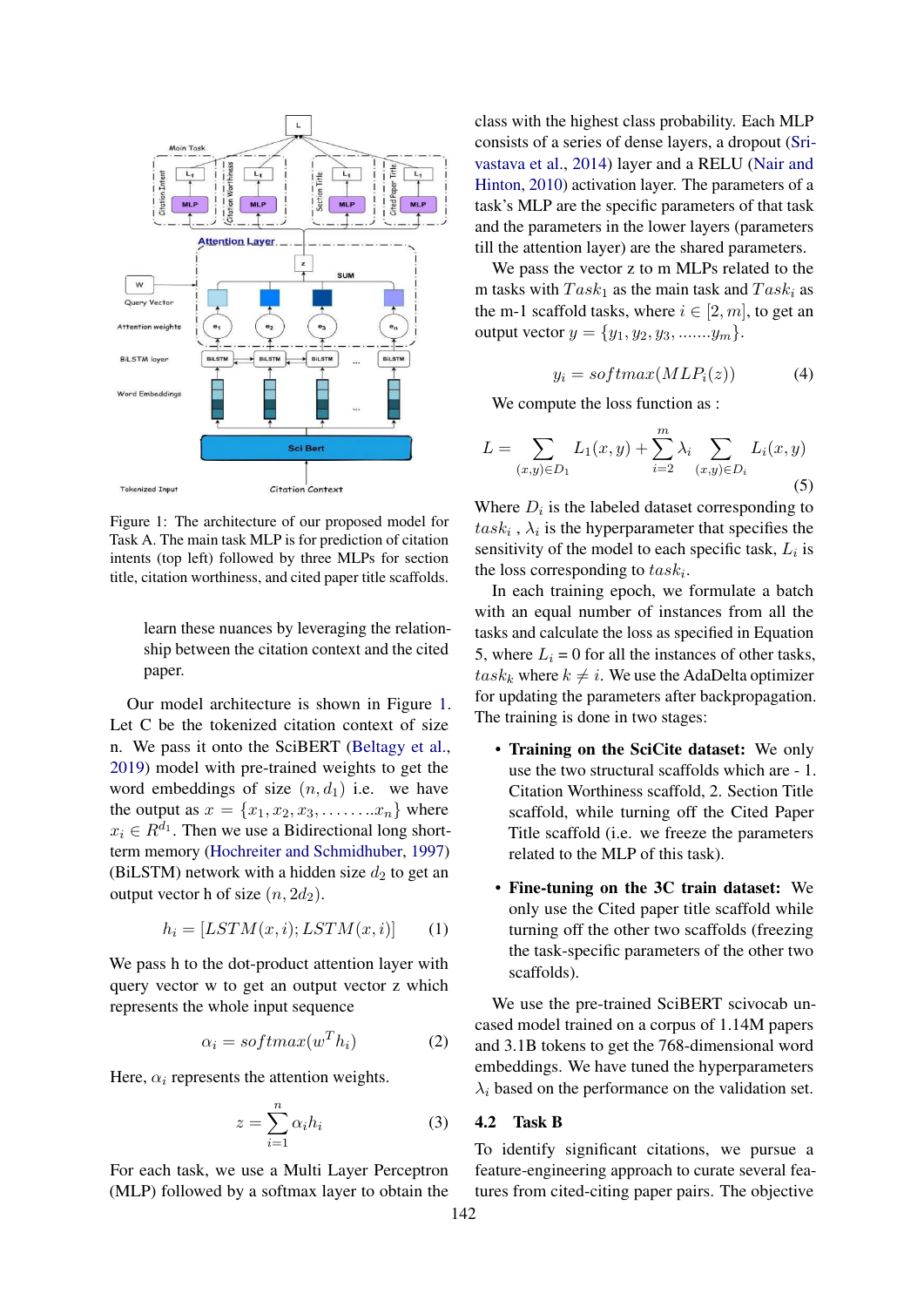Main Task

L

$L_1$ $L_1$ $L_1$ $L_1$

MLP MLP MLP MLP

Citation Intent

Citation Worthiness

Section Title

Cited Paper Title

Attention Layer

z

SUM

W

Query Vector

Attention weights

$e_1$ $e_2$ $e_3$ $e_n$

BiLSTM layer

BiLSTM BiLSTM BiLSTM ... BiLSTM

Word Embeddings

...

Sci Bert

Tokenized Input

Citation Context

Figure 1: The architecture of our proposed model for Task A. The main task MLP is for prediction of citation intents (top left) followed by three MLPs for section title, citation worthiness, and cited paper title scaffolds.

learn these nuances by leveraging the relationship between the citation context and the cited paper.

Our model architecture is shown in Figure 1. Let C be the tokenized citation context of size n. We pass it onto the SciBERT (Beltagy et al., 2019) model with pre-trained weights to get the word embeddings of size $(n, d_1)$ i.e. we have the output as $x = \{x_1, x_2, x_3, \ldots\ldots..x_n\}$ where $x_i \in R^{d_1}$. Then we use a Bidirectional long short-term memory (Hochreiter and Schmidhuber, 1997) (BiLSTM) network with a hidden size $d_2$ to get an output vector h of size $(n, 2d_2)$.

$$h_i = [LSTM(x, i); LSTM(x, i)] \quad (1)$$

We pass h to the dot-product attention layer with query vector w to get an output vector z which represents the whole input sequence

$$\alpha_i = softmax(w^T h_i) \quad (2)$$

Here, $\alpha_i$ represents the attention weights.

$$z = \sum_{i=1}^{n} \alpha_i h_i \quad (3)$$

For each task, we use a Multi Layer Perceptron (MLP) followed by a softmax layer to obtain the class with the highest class probability. Each MLP consists of a series of dense layers, a dropout (Srivastava et al., 2014) layer and a RELU (Nair and Hinton, 2010) activation layer. The parameters of a task's MLP are the specific parameters of that task and the parameters in the lower layers (parameters till the attention layer) are the shared parameters.

We pass the vector z to m MLPs related to the m tasks with $Task_1$ as the main task and $Task_i$ as the m-1 scaffold tasks, where $i \in [2, m]$, to get an output vector $y = \{y_1, y_2, y_3, \ldots\ldots y_m\}$.

$$y_i = softmax(MLP_i(z)) \quad (4)$$

We compute the loss function as :

$$L = \sum_{(x,y)\in D_1} L_1(x, y) + \sum_{i=2}^{m} \lambda_i \sum_{(x,y)\in D_i} L_i(x, y) \quad (5)$$

Where $D_i$ is the labeled dataset corresponding to $task_i$ , $\lambda_i$ is the hyperparameter that specifies the sensitivity of the model to each specific task, $L_i$ is the loss corresponding to $task_i$.

In each training epoch, we formulate a batch with an equal number of instances from all the tasks and calculate the loss as specified in Equation 5, where $L_i$ = 0 for all the instances of other tasks, $task_k$ where $k \neq i$. We use the AdaDelta optimizer for updating the parameters after backpropagation. The training is done in two stages:

- **Training on the SciCite dataset:** We only use the two structural scaffolds which are - 1. Citation Worthiness scaffold, 2. Section Title scaffold, while turning off the Cited Paper Title scaffold (i.e. we freeze the parameters related to the MLP of this task).
- **Fine-tuning on the 3C train dataset:** We only use the Cited paper title scaffold while turning off the other two scaffolds (freezing the task-specific parameters of the other two scaffolds).

We use the pre-trained SciBERT scivocab uncased model trained on a corpus of 1.14M papers and 3.1B tokens to get the 768-dimensional word embeddings. We have tuned the hyperparameters $\lambda_i$ based on the performance on the validation set.

### 4.2 Task B

To identify significant citations, we pursue a feature-engineering approach to curate several features from cited-citing paper pairs. The objective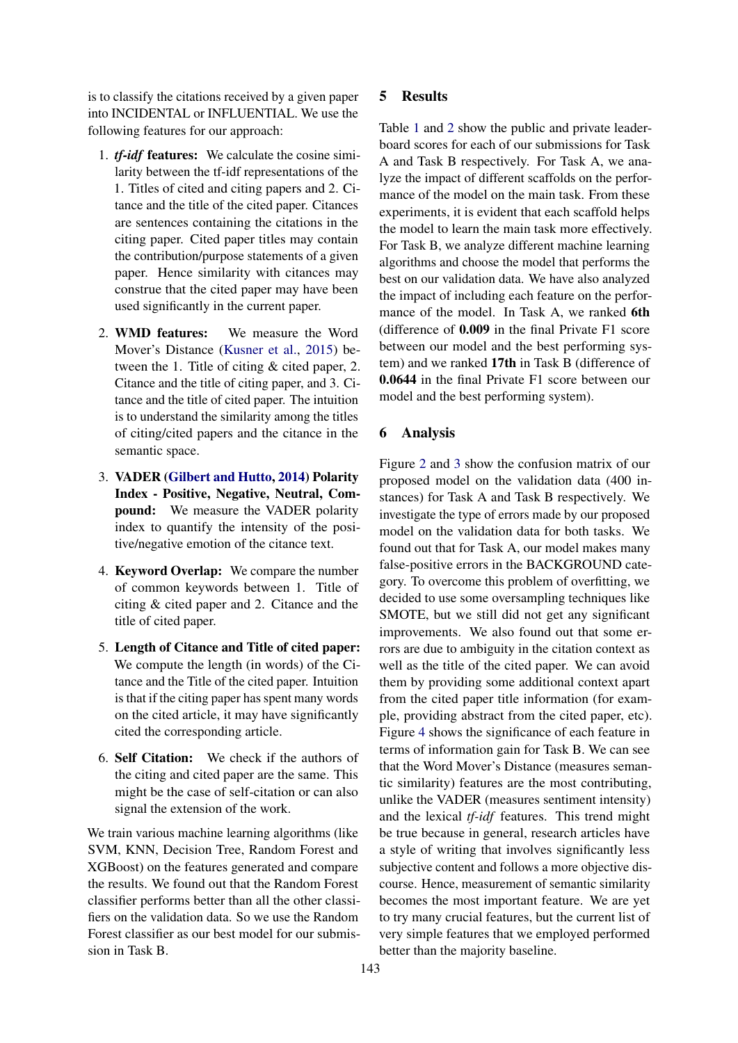is to classify the citations received by a given paper into INCIDENTAL or INFLUENTIAL. We use the following features for our approach:

1. ***tf-idf* features:** We calculate the cosine similarity between the tf-idf representations of the 1. Titles of cited and citing papers and 2. Citance and the title of the cited paper. Citances are sentences containing the citations in the citing paper. Cited paper titles may contain the contribution/purpose statements of a given paper. Hence similarity with citances may construe that the cited paper may have been used significantly in the current paper.

2. **WMD features:** We measure the Word Mover's Distance (Kusner et al., 2015) between the 1. Title of citing & cited paper, 2. Citance and the title of citing paper, and 3. Citance and the title of cited paper. The intuition is to understand the similarity among the titles of citing/cited papers and the citance in the semantic space.

3. **VADER (Gilbert and Hutto, 2014) Polarity Index - Positive, Negative, Neutral, Compound:** We measure the VADER polarity index to quantify the intensity of the positive/negative emotion of the citance text.

4. **Keyword Overlap:** We compare the number of common keywords between 1. Title of citing & cited paper and 2. Citance and the title of cited paper.

5. **Length of Citance and Title of cited paper:** We compute the length (in words) of the Citance and the Title of the cited paper. Intuition is that if the citing paper has spent many words on the cited article, it may have significantly cited the corresponding article.

6. **Self Citation:** We check if the authors of the citing and cited paper are the same. This might be the case of self-citation or can also signal the extension of the work.

We train various machine learning algorithms (like SVM, KNN, Decision Tree, Random Forest and XGBoost) on the features generated and compare the results. We found out that the Random Forest classifier performs better than all the other classifiers on the validation data. So we use the Random Forest classifier as our best model for our submission in Task B.

## 5 Results

Table 1 and 2 show the public and private leaderboard scores for each of our submissions for Task A and Task B respectively. For Task A, we analyze the impact of different scaffolds on the performance of the model on the main task. From these experiments, it is evident that each scaffold helps the model to learn the main task more effectively. For Task B, we analyze different machine learning algorithms and choose the model that performs the best on our validation data. We have also analyzed the impact of including each feature on the performance of the model. In Task A, we ranked **6th** (difference of **0.009** in the final Private F1 score between our model and the best performing system) and we ranked **17th** in Task B (difference of **0.0644** in the final Private F1 score between our model and the best performing system).

## 6 Analysis

Figure 2 and 3 show the confusion matrix of our proposed model on the validation data (400 instances) for Task A and Task B respectively. We investigate the type of errors made by our proposed model on the validation data for both tasks. We found out that for Task A, our model makes many false-positive errors in the BACKGROUND category. To overcome this problem of overfitting, we decided to use some oversampling techniques like SMOTE, but we still did not get any significant improvements. We also found out that some errors are due to ambiguity in the citation context as well as the title of the cited paper. We can avoid them by providing some additional context apart from the cited paper title information (for example, providing abstract from the cited paper, etc). Figure 4 shows the significance of each feature in terms of information gain for Task B. We can see that the Word Mover's Distance (measures semantic similarity) features are the most contributing, unlike the VADER (measures sentiment intensity) and the lexical *tf-idf* features. This trend might be true because in general, research articles have a style of writing that involves significantly less subjective content and follows a more objective discourse. Hence, measurement of semantic similarity becomes the most important feature. We are yet to try many crucial features, but the current list of very simple features that we employed performed better than the majority baseline.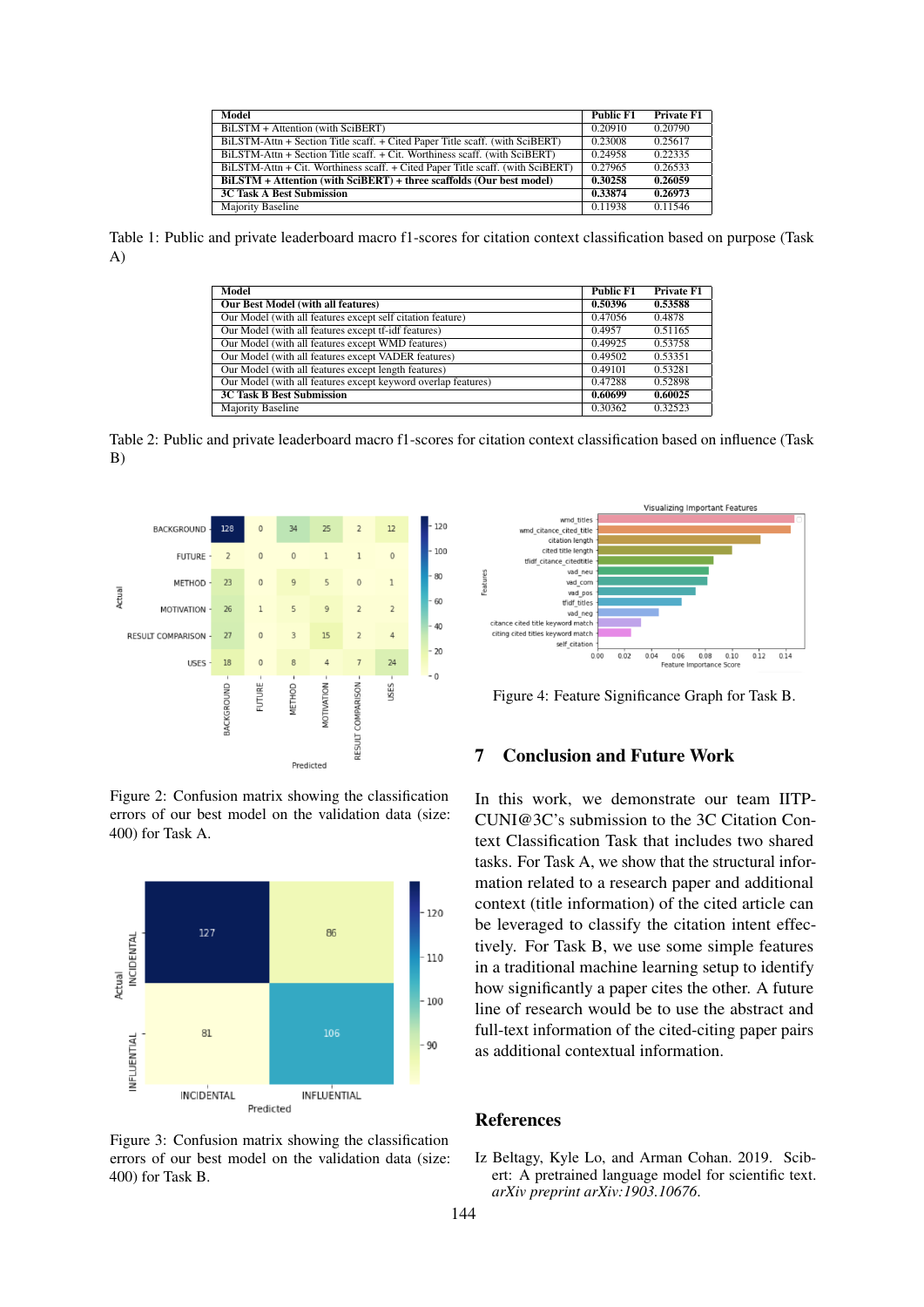| Model | Public F1 | Private F1 |
|---|---|---|
| BiLSTM + Attention (with SciBERT) | 0.20910 | 0.20790 |
| BiLSTM-Attn + Section Title scaff. + Cited Paper Title scaff. (with SciBERT) | 0.23008 | 0.25617 |
| BiLSTM-Attn + Section Title scaff. + Cit. Worthiness scaff. (with SciBERT) | 0.24958 | 0.22335 |
| BiLSTM-Attn + Cit. Worthiness scaff. + Cited Paper Title scaff. (with SciBERT) | 0.27965 | 0.26533 |
| **BiLSTM + Attention (with SciBERT) + three scaffolds (Our best model)** | **0.30258** | **0.26059** |
| **3C Task A Best Submission** | **0.33874** | **0.26973** |
| Majority Baseline | 0.11938 | 0.11546 |

Table 1: Public and private leaderboard macro f1-scores for citation context classification based on purpose (Task A)

| Model | Public F1 | Private F1 |
|---|---|---|
| **Our Best Model (with all features)** | **0.50396** | **0.53588** |
| Our Model (with all features except self citation feature) | 0.47056 | 0.4878 |
| Our Model (with all features except tf-idf features) | 0.4957 | 0.51165 |
| Our Model (with all features except WMD features) | 0.49925 | 0.53758 |
| Our Model (with all features except VADER features) | 0.49502 | 0.53351 |
| Our Model (with all features except length features) | 0.49101 | 0.53281 |
| Our Model (with all features except keyword overlap features) | 0.47288 | 0.52898 |
| **3C Task B Best Submission** | **0.60699** | **0.60025** |
| Majority Baseline | 0.30362 | 0.32523 |

Table 2: Public and private leaderboard macro f1-scores for citation context classification based on influence (Task B)

Figure 2: Confusion matrix showing the classification errors of our best model on the validation data (size: 400) for Task A.

Figure 3: Confusion matrix showing the classification errors of our best model on the validation data (size: 400) for Task B.

Figure 4: Feature Significance Graph for Task B.

## 7 Conclusion and Future Work

In this work, we demonstrate our team IITP-CUNI@3C's submission to the 3C Citation Context Classification Task that includes two shared tasks. For Task A, we show that the structural information related to a research paper and additional context (title information) of the cited article can be leveraged to classify the citation intent effectively. For Task B, we use some simple features in a traditional machine learning setup to identify how significantly a paper cites the other. A future line of research would be to use the abstract and full-text information of the cited-citing paper pairs as additional contextual information.

## References

Iz Beltagy, Kyle Lo, and Arman Cohan. 2019. Scibert: A pretrained language model for scientific text. *arXiv preprint arXiv:1903.10676*.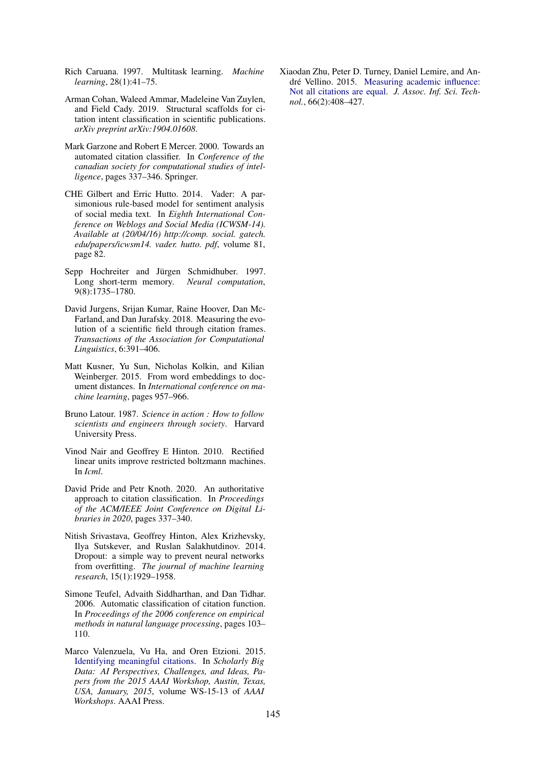Rich Caruana. 1997. Multitask learning. *Machine learning*, 28(1):41–75.

Arman Cohan, Waleed Ammar, Madeleine Van Zuylen, and Field Cady. 2019. Structural scaffolds for citation intent classification in scientific publications. *arXiv preprint arXiv:1904.01608*.

Mark Garzone and Robert E Mercer. 2000. Towards an automated citation classifier. In *Conference of the canadian society for computational studies of intelligence*, pages 337–346. Springer.

CHE Gilbert and Erric Hutto. 2014. Vader: A parsimonious rule-based model for sentiment analysis of social media text. In *Eighth International Conference on Weblogs and Social Media (ICWSM-14). Available at (20/04/16) http://comp. social. gatech. edu/papers/icwsm14. vader. hutto. pdf*, volume 81, page 82.

Sepp Hochreiter and Jürgen Schmidhuber. 1997. Long short-term memory. *Neural computation*, 9(8):1735–1780.

David Jurgens, Srijan Kumar, Raine Hoover, Dan McFarland, and Dan Jurafsky. 2018. Measuring the evolution of a scientific field through citation frames. *Transactions of the Association for Computational Linguistics*, 6:391–406.

Matt Kusner, Yu Sun, Nicholas Kolkin, and Kilian Weinberger. 2015. From word embeddings to document distances. In *International conference on machine learning*, pages 957–966.

Bruno Latour. 1987. *Science in action : How to follow scientists and engineers through society*. Harvard University Press.

Vinod Nair and Geoffrey E Hinton. 2010. Rectified linear units improve restricted boltzmann machines. In *Icml*.

David Pride and Petr Knoth. 2020. An authoritative approach to citation classification. In *Proceedings of the ACM/IEEE Joint Conference on Digital Libraries in 2020*, pages 337–340.

Nitish Srivastava, Geoffrey Hinton, Alex Krizhevsky, Ilya Sutskever, and Ruslan Salakhutdinov. 2014. Dropout: a simple way to prevent neural networks from overfitting. *The journal of machine learning research*, 15(1):1929–1958.

Simone Teufel, Advaith Siddharthan, and Dan Tidhar. 2006. Automatic classification of citation function. In *Proceedings of the 2006 conference on empirical methods in natural language processing*, pages 103–110.

Marco Valenzuela, Vu Ha, and Oren Etzioni. 2015. Identifying meaningful citations. In *Scholarly Big Data: AI Perspectives, Challenges, and Ideas, Papers from the 2015 AAAI Workshop, Austin, Texas, USA, January, 2015*, volume WS-15-13 of *AAAI Workshops*. AAAI Press.

Xiaodan Zhu, Peter D. Turney, Daniel Lemire, and André Vellino. 2015. Measuring academic influence: Not all citations are equal. *J. Assoc. Inf. Sci. Technol.*, 66(2):408–427.